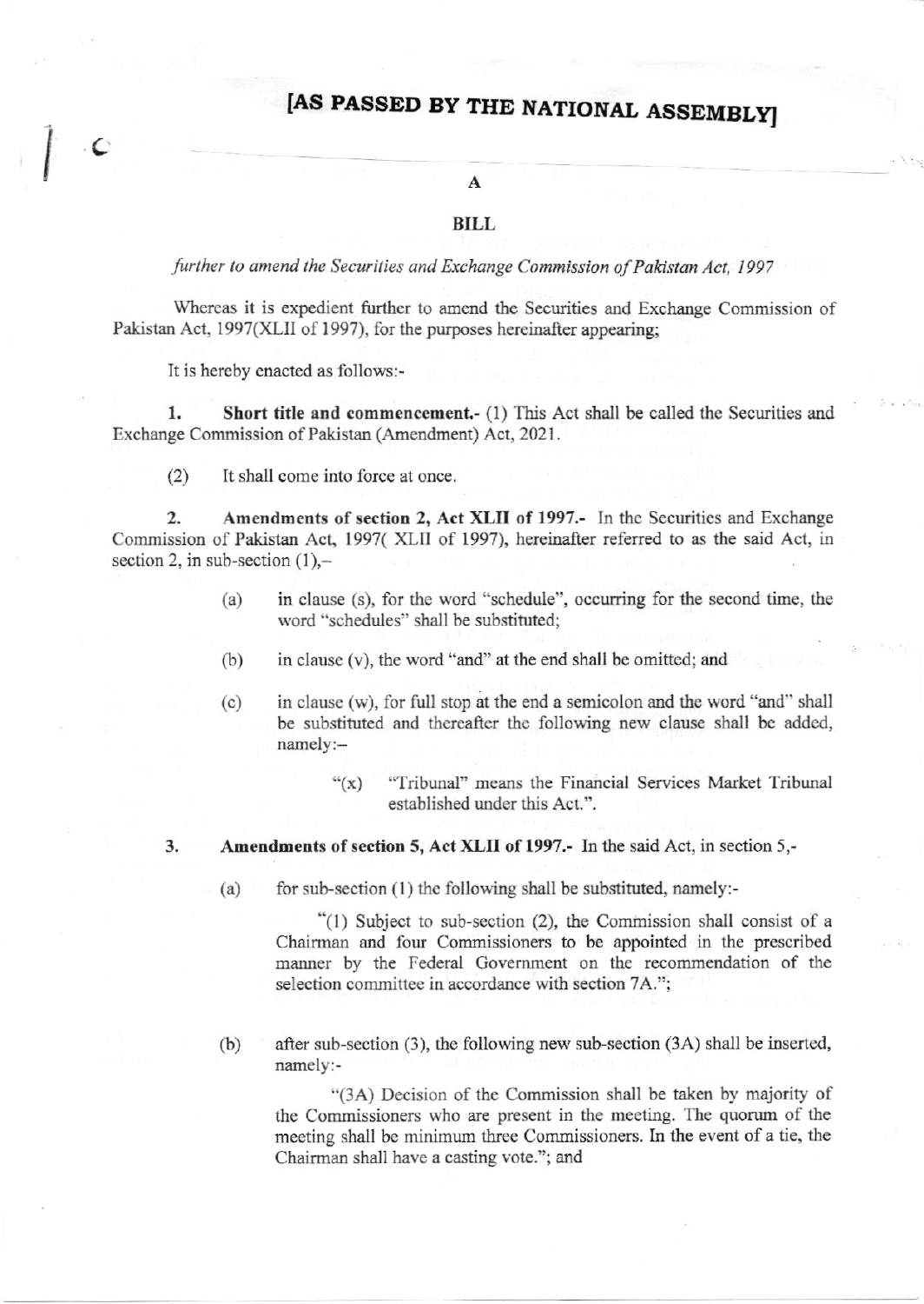# [AS PASSED BY THE NATIONAL ASSEMBLY]

## A

## BILL

*further to amend the Securities and Exchange Commission of Pakistan Act, 1997*

Whereas it is expedient further to amend the Securities and Exchange Commission of Pakistan Act, 1997(XLII of 1997), for the purposes hereinafter appearing;

It is hereby enacted as follows:-

**1. Short title and commencement.-** (1) This Act shall be called the Securities and Exchange Commission of Pakistan (Amendment) Act, 2021.

(2) It shall come into force at once.

**2. Amendments of section 2, Act XLII of 1997.-** In the Securities and Exchange Commission of Pakistan Act, 1997( XLII of 1997), hereinafter referred to as the said Act, in section 2, in sub-section (1),–

(a) in clause (s), for the word "schedule", occurring for the second time, the word "schedules" shall be substituted;

(b) in clause (v), the word "and" at the end shall be omitted; and

(c) in clause (w), for full stop at the end a semicolon and the word "and" shall be substituted and thereafter the following new clause shall be added, namely:–

> "(x) "Tribunal" means the Financial Services Market Tribunal established under this Act.".

**3. Amendments of section 5, Act XLII of 1997.-** In the said Act, in section 5,-

(a) for sub-section (1) the following shall be substituted, namely:-

> "(1) Subject to sub-section (2), the Commission shall consist of a Chairman and four Commissioners to be appointed in the prescribed manner by the Federal Government on the recommendation of the selection committee in accordance with section 7A.";

(b) after sub-section (3), the following new sub-section (3A) shall be inserted, namely:-

> "(3A) Decision of the Commission shall be taken by majority of the Commissioners who are present in the meeting. The quorum of the meeting shall be minimum three Commissioners. In the event of a tie, the Chairman shall have a casting vote."; and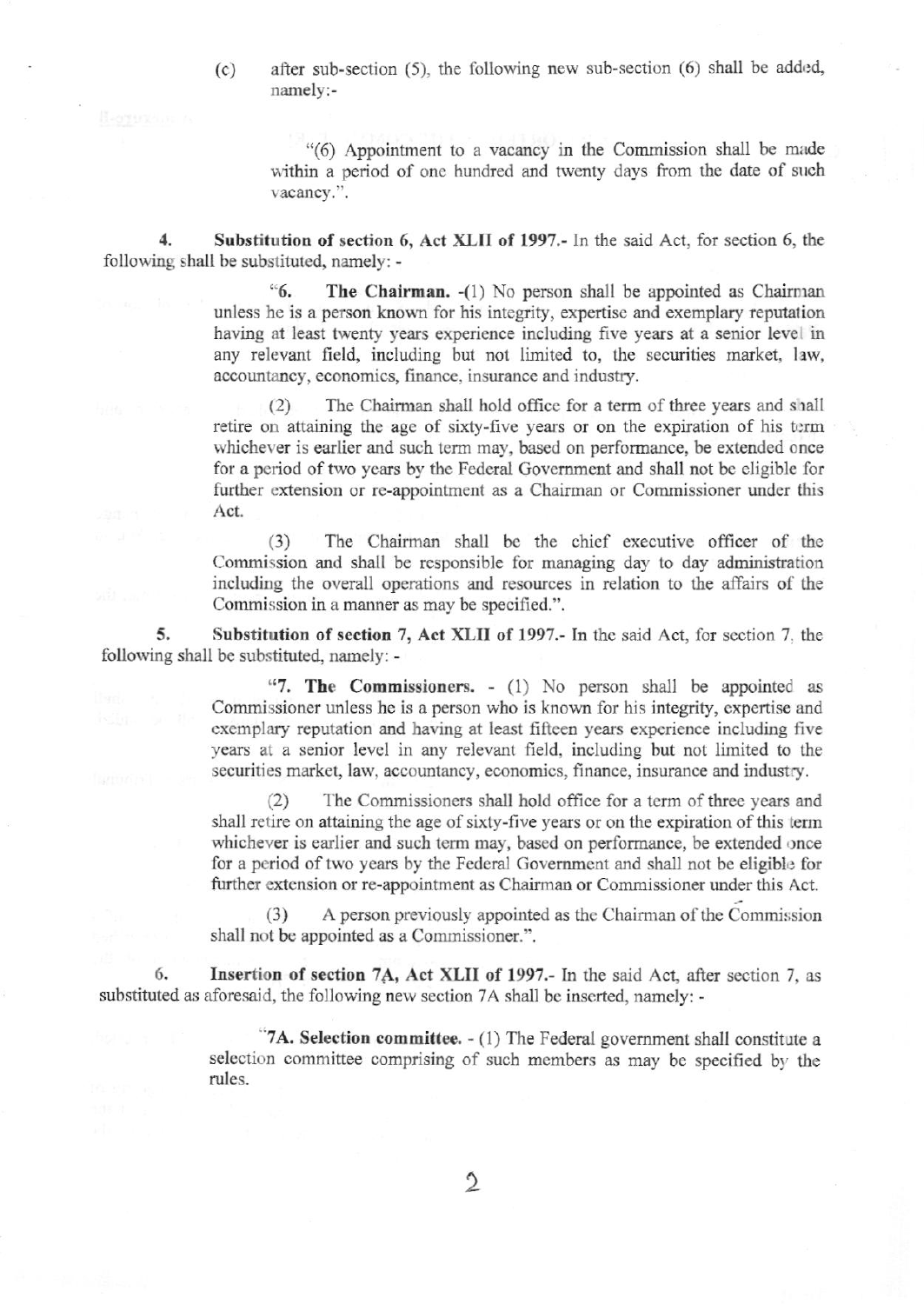(c) after sub-section (5), the following new sub-section (6) shall be added, namely:-

> "(6) Appointment to a vacancy in the Commission shall be made within a period of one hundred and twenty days from the date of such vacancy.".

**4. Substitution of section 6, Act XLII of 1997.-** In the said Act, for section 6, the following shall be substituted, namely: -

> "**6. The Chairman.** -(1) No person shall be appointed as Chairman unless he is a person known for his integrity, expertise and exemplary reputation having at least twenty years experience including five years at a senior level in any relevant field, including but not limited to, the securities market, law, accountancy, economics, finance, insurance and industry.
>
> (2) The Chairman shall hold office for a term of three years and shall retire on attaining the age of sixty-five years or on the expiration of his term whichever is earlier and such term may, based on performance, be extended once for a period of two years by the Federal Government and shall not be eligible for further extension or re-appointment as a Chairman or Commissioner under this Act.
>
> (3) The Chairman shall be the chief executive officer of the Commission and shall be responsible for managing day to day administration including the overall operations and resources in relation to the affairs of the Commission in a manner as may be specified.".

**5. Substitution of section 7, Act XLII of 1997.-** In the said Act, for section 7, the following shall be substituted, namely: -

> "**7. The Commissioners.** - (1) No person shall be appointed as Commissioner unless he is a person who is known for his integrity, expertise and exemplary reputation and having at least fifteen years experience including five years at a senior level in any relevant field, including but not limited to the securities market, law, accountancy, economics, finance, insurance and industry.
>
> (2) The Commissioners shall hold office for a term of three years and shall retire on attaining the age of sixty-five years or on the expiration of this term whichever is earlier and such term may, based on performance, be extended once for a period of two years by the Federal Government and shall not be eligible for further extension or re-appointment as Chairman or Commissioner under this Act.
>
> (3) A person previously appointed as the Chairman of the Commission shall not be appointed as a Commissioner.".

**6. Insertion of section 7A, Act XLII of 1997.-** In the said Act, after section 7, as substituted as aforesaid, the following new section 7A shall be inserted, namely: -

> "**7A. Selection committee.** - (1) The Federal government shall constitute a selection committee comprising of such members as may be specified by the rules.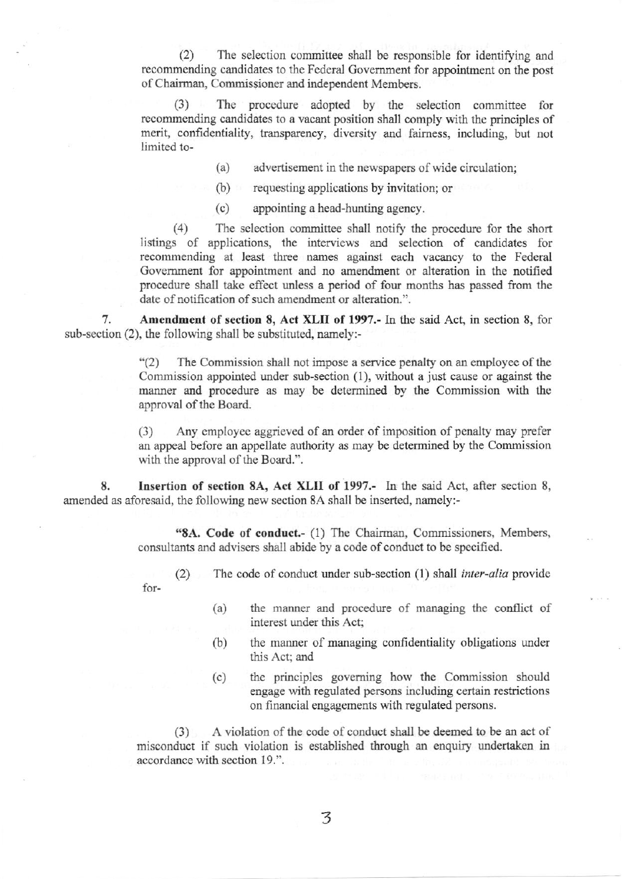(2) The selection committee shall be responsible for identifying and recommending candidates to the Federal Government for appointment on the post of Chairman, Commissioner and independent Members.

(3) The procedure adopted by the selection committee for recommending candidates to a vacant position shall comply with the principles of merit, confidentiality, transparency, diversity and fairness, including, but not limited to-

(a) advertisement in the newspapers of wide circulation;

(b) requesting applications by invitation; or

(c) appointing a head-hunting agency.

(4) The selection committee shall notify the procedure for the short listings of applications, the interviews and selection of candidates for recommending at least three names against each vacancy to the Federal Government for appointment and no amendment or alteration in the notified procedure shall take effect unless a period of four months has passed from the date of notification of such amendment or alteration.".

7. **Amendment of section 8, Act XLII of 1997.-** In the said Act, in section 8, for sub-section (2), the following shall be substituted, namely:-

"(2) The Commission shall not impose a service penalty on an employee of the Commission appointed under sub-section (1), without a just cause or against the manner and procedure as may be determined by the Commission with the approval of the Board.

(3) Any employee aggrieved of an order of imposition of penalty may prefer an appeal before an appellate authority as may be determined by the Commission with the approval of the Board.".

8. **Insertion of section 8A, Act XLII of 1997.-** In the said Act, after section 8, amended as aforesaid, the following new section 8A shall be inserted, namely:-

"**8A. Code of conduct.-** (1) The Chairman, Commissioners, Members, consultants and advisers shall abide by a code of conduct to be specified.

(2) The code of conduct under sub-section (1) shall *inter-alia* provide for-

(a) the manner and procedure of managing the conflict of interest under this Act;

(b) the manner of managing confidentiality obligations under this Act; and

(c) the principles governing how the Commission should engage with regulated persons including certain restrictions on financial engagements with regulated persons.

(3) A violation of the code of conduct shall be deemed to be an act of misconduct if such violation is established through an enquiry undertaken in accordance with section 19.".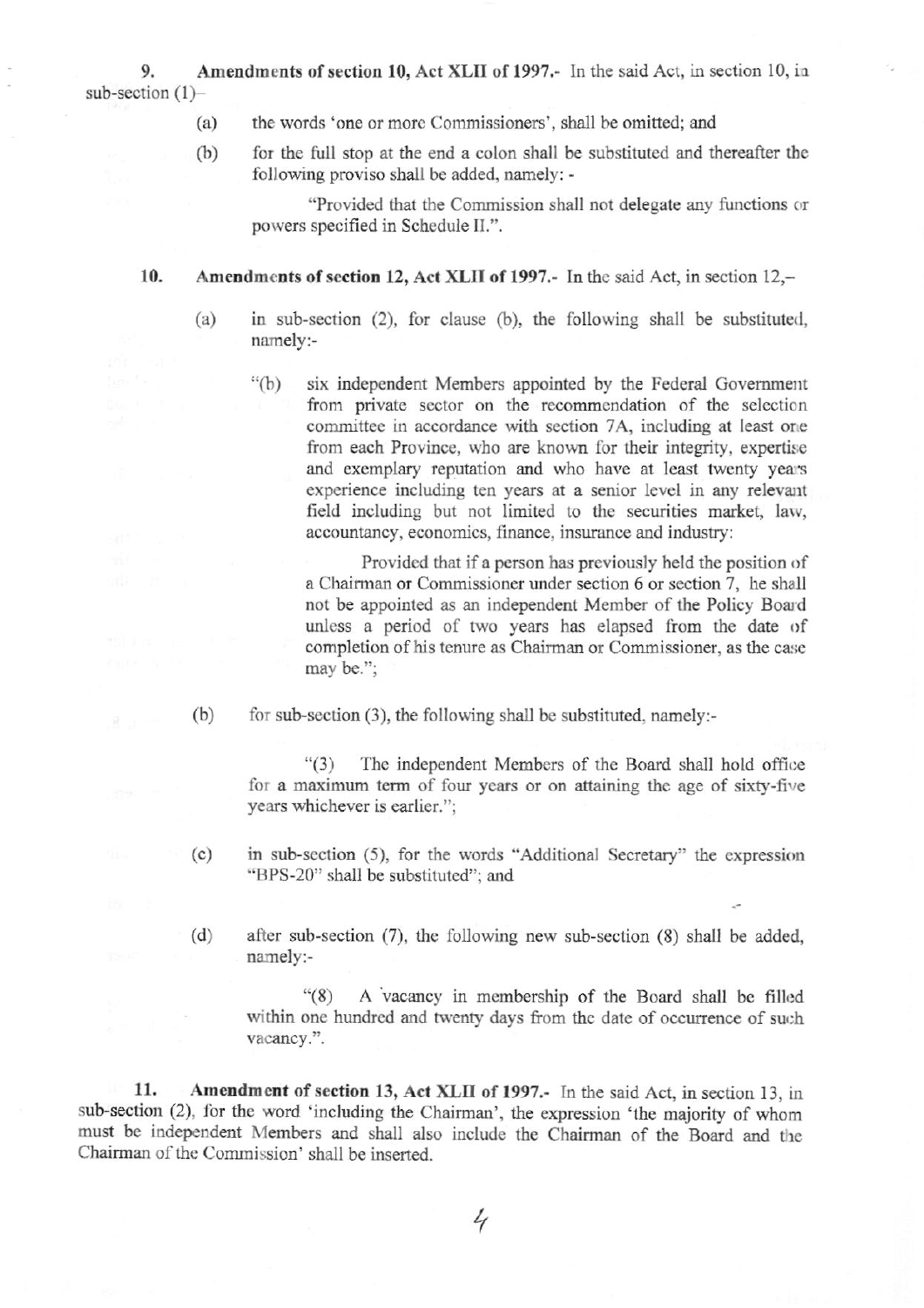**9. Amendments of section 10, Act XLII of 1997.-** In the said Act, in section 10, in sub-section (1)–

(a) the words 'one or more Commissioners', shall be omitted; and

(b) for the full stop at the end a colon shall be substituted and thereafter the following proviso shall be added, namely: -

"Provided that the Commission shall not delegate any functions or powers specified in Schedule II.".

**10. Amendments of section 12, Act XLII of 1997.-** In the said Act, in section 12,–

(a) in sub-section (2), for clause (b), the following shall be substituted, namely:-

"(b) six independent Members appointed by the Federal Government from private sector on the recommendation of the selection committee in accordance with section 7A, including at least one from each Province, who are known for their integrity, expertise and exemplary reputation and who have at least twenty years experience including ten years at a senior level in any relevant field including but not limited to the securities market, law, accountancy, economics, finance, insurance and industry:

Provided that if a person has previously held the position of a Chairman or Commissioner under section 6 or section 7, he shall not be appointed as an independent Member of the Policy Board unless a period of two years has elapsed from the date of completion of his tenure as Chairman or Commissioner, as the case may be.";

(b) for sub-section (3), the following shall be substituted, namely:-

"(3) The independent Members of the Board shall hold office for a maximum term of four years or on attaining the age of sixty-five years whichever is earlier.";

(c) in sub-section (5), for the words "Additional Secretary" the expression "BPS-20" shall be substituted"; and

(d) after sub-section (7), the following new sub-section (8) shall be added, namely:-

"(8) A vacancy in membership of the Board shall be filled within one hundred and twenty days from the date of occurrence of such vacancy.".

**11. Amendment of section 13, Act XLII of 1997.-** In the said Act, in section 13, in sub-section (2), for the word 'including the Chairman', the expression 'the majority of whom must be independent Members and shall also include the Chairman of the Board and the Chairman of the Commission' shall be inserted.